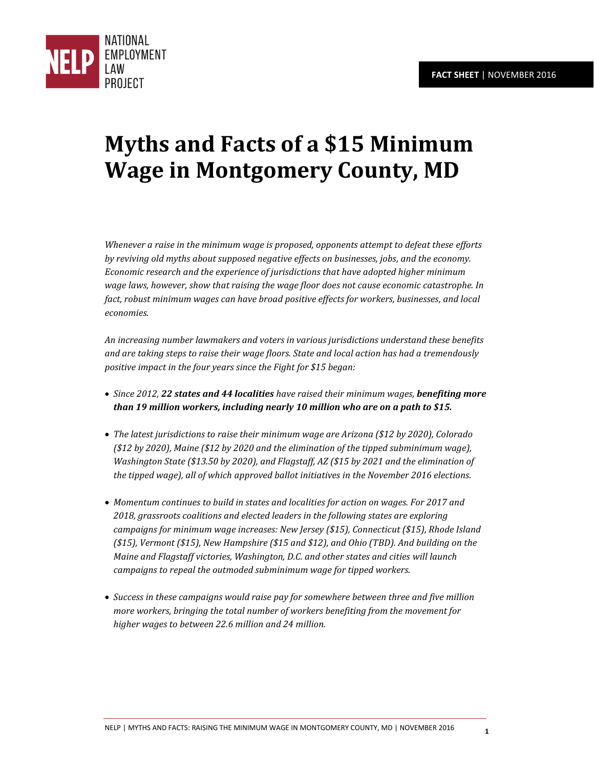NATIONAL EMPLOYMENT LAW PROJECT

**FACT SHEET** | NOVEMBER 2016

# Myths and Facts of a $15 Minimum Wage in Montgomery County, MD

*Whenever a raise in the minimum wage is proposed, opponents attempt to defeat these efforts by reviving old myths about supposed negative effects on businesses, jobs, and the economy. Economic research and the experience of jurisdictions that have adopted higher minimum wage laws, however, show that raising the wage floor does not cause economic catastrophe. In fact, robust minimum wages can have broad positive effects for workers, businesses, and local economies.*

*An increasing number lawmakers and voters in various jurisdictions understand these benefits and are taking steps to raise their wage floors. State and local action has had a tremendously positive impact in the four years since the Fight for $15 began:*

- *Since 2012,* ***22 states and 44 localities*** *have raised their minimum wages,* ***benefiting more than 19 million workers, including nearly 10 million who are on a path to $15.***
- *The latest jurisdictions to raise their minimum wage are Arizona ($12 by 2020), Colorado ($12 by 2020), Maine ($12 by 2020 and the elimination of the tipped subminimum wage), Washington State ($13.50 by 2020), and Flagstaff, AZ ($15 by 2021 and the elimination of the tipped wage), all of which approved ballot initiatives in the November 2016 elections.*
- *Momentum continues to build in states and localities for action on wages. For 2017 and 2018, grassroots coalitions and elected leaders in the following states are exploring campaigns for minimum wage increases: New Jersey ($15), Connecticut ($15), Rhode Island ($15), Vermont ($15), New Hampshire ($15 and $12), and Ohio (TBD). And building on the Maine and Flagstaff victories, Washington, D.C. and other states and cities will launch campaigns to repeal the outmoded subminimum wage for tipped workers.*
- *Success in these campaigns would raise pay for somewhere between three and five million more workers, bringing the total number of workers benefiting from the movement for higher wages to between 22.6 million and 24 million.*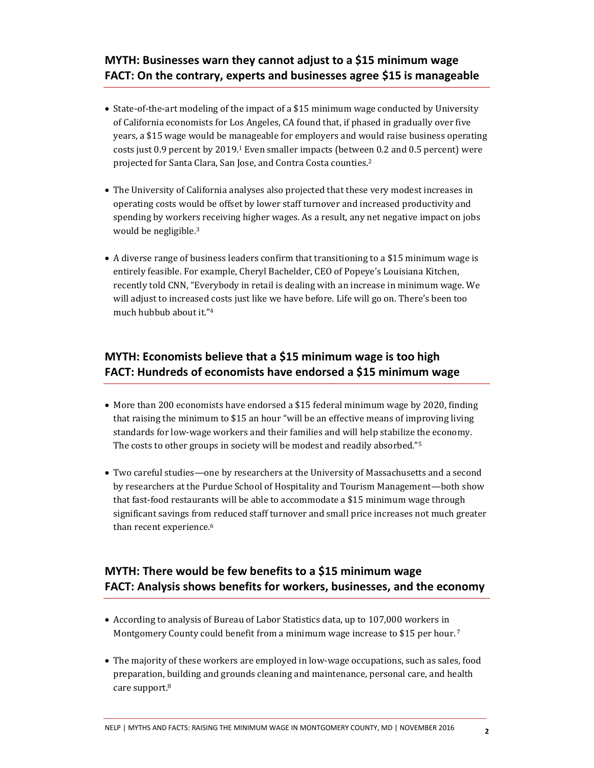## MYTH: Businesses warn they cannot adjust to a $15 minimum wage
## FACT: On the contrary, experts and businesses agree $15 is manageable

- State-of-the-art modeling of the impact of a $15 minimum wage conducted by University of California economists for Los Angeles, CA found that, if phased in gradually over five years, a $15 wage would be manageable for employers and would raise business operating costs just 0.9 percent by 2019.[1] Even smaller impacts (between 0.2 and 0.5 percent) were projected for Santa Clara, San Jose, and Contra Costa counties.[2]

- The University of California analyses also projected that these very modest increases in operating costs would be offset by lower staff turnover and increased productivity and spending by workers receiving higher wages. As a result, any net negative impact on jobs would be negligible.[3]

- A diverse range of business leaders confirm that transitioning to a $15 minimum wage is entirely feasible. For example, Cheryl Bachelder, CEO of Popeye's Louisiana Kitchen, recently told CNN, "Everybody in retail is dealing with an increase in minimum wage. We will adjust to increased costs just like we have before. Life will go on. There's been too much hubbub about it."[4]

## MYTH: Economists believe that a $15 minimum wage is too high
## FACT: Hundreds of economists have endorsed a $15 minimum wage

- More than 200 economists have endorsed a $15 federal minimum wage by 2020, finding that raising the minimum to $15 an hour "will be an effective means of improving living standards for low-wage workers and their families and will help stabilize the economy. The costs to other groups in society will be modest and readily absorbed."[5]

- Two careful studies—one by researchers at the University of Massachusetts and a second by researchers at the Purdue School of Hospitality and Tourism Management—both show that fast-food restaurants will be able to accommodate a $15 minimum wage through significant savings from reduced staff turnover and small price increases not much greater than recent experience.[6]

## MYTH: There would be few benefits to a $15 minimum wage
## FACT: Analysis shows benefits for workers, businesses, and the economy

- According to analysis of Bureau of Labor Statistics data, up to 107,000 workers in Montgomery County could benefit from a minimum wage increase to $15 per hour.[7]

- The majority of these workers are employed in low-wage occupations, such as sales, food preparation, building and grounds cleaning and maintenance, personal care, and health care support.[8]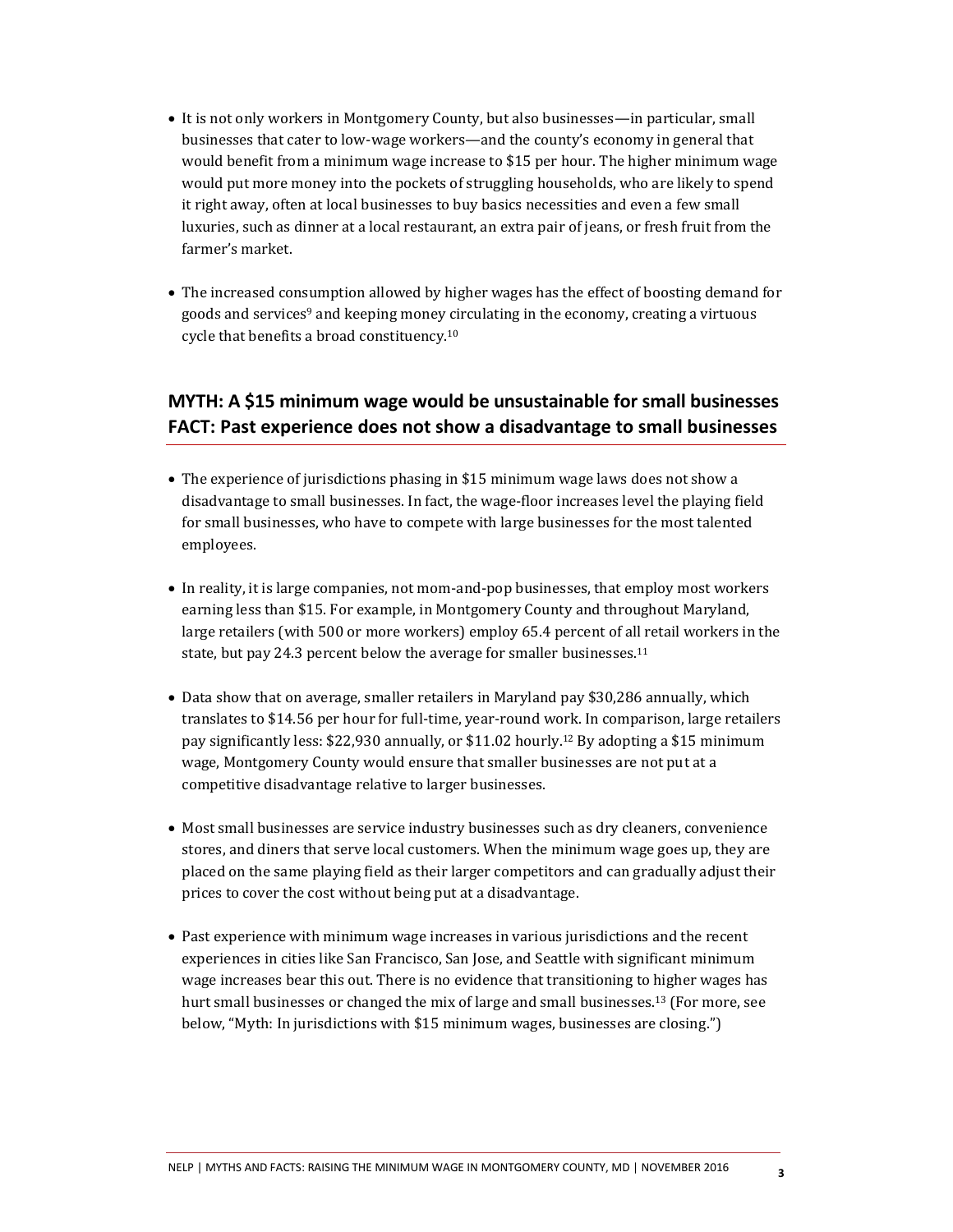- It is not only workers in Montgomery County, but also businesses—in particular, small businesses that cater to low-wage workers—and the county's economy in general that would benefit from a minimum wage increase to $15 per hour. The higher minimum wage would put more money into the pockets of struggling households, who are likely to spend it right away, often at local businesses to buy basics necessities and even a few small luxuries, such as dinner at a local restaurant, an extra pair of jeans, or fresh fruit from the farmer's market.

- The increased consumption allowed by higher wages has the effect of boosting demand for goods and services[9] and keeping money circulating in the economy, creating a virtuous cycle that benefits a broad constituency.[10]

## MYTH: A $15 minimum wage would be unsustainable for small businesses FACT: Past experience does not show a disadvantage to small businesses

- The experience of jurisdictions phasing in $15 minimum wage laws does not show a disadvantage to small businesses. In fact, the wage-floor increases level the playing field for small businesses, who have to compete with large businesses for the most talented employees.

- In reality, it is large companies, not mom-and-pop businesses, that employ most workers earning less than $15. For example, in Montgomery County and throughout Maryland, large retailers (with 500 or more workers) employ 65.4 percent of all retail workers in the state, but pay 24.3 percent below the average for smaller businesses.[11]

- Data show that on average, smaller retailers in Maryland pay $30,286 annually, which translates to $14.56 per hour for full-time, year-round work. In comparison, large retailers pay significantly less: $22,930 annually, or $11.02 hourly.[12] By adopting a $15 minimum wage, Montgomery County would ensure that smaller businesses are not put at a competitive disadvantage relative to larger businesses.

- Most small businesses are service industry businesses such as dry cleaners, convenience stores, and diners that serve local customers. When the minimum wage goes up, they are placed on the same playing field as their larger competitors and can gradually adjust their prices to cover the cost without being put at a disadvantage.

- Past experience with minimum wage increases in various jurisdictions and the recent experiences in cities like San Francisco, San Jose, and Seattle with significant minimum wage increases bear this out. There is no evidence that transitioning to higher wages has hurt small businesses or changed the mix of large and small businesses.[13] (For more, see below, "Myth: In jurisdictions with $15 minimum wages, businesses are closing.")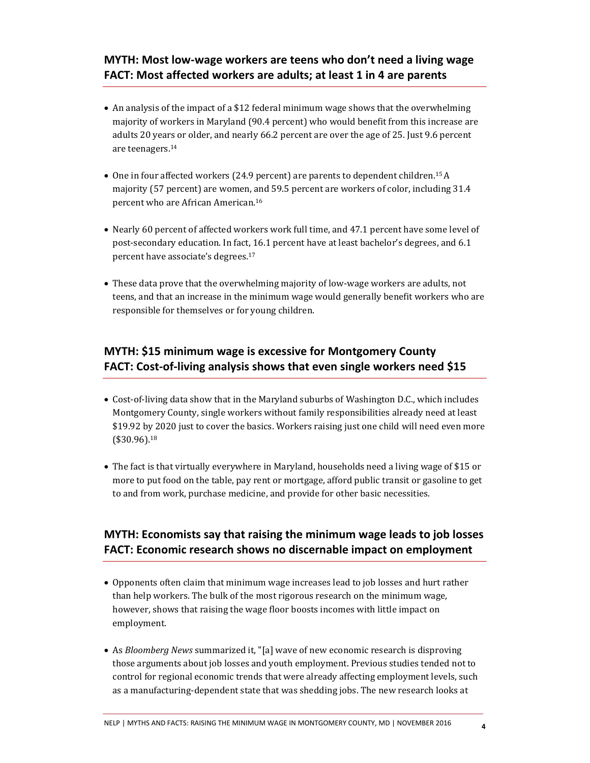## MYTH: Most low-wage workers are teens who don't need a living wage
## FACT: Most affected workers are adults; at least 1 in 4 are parents

- An analysis of the impact of a $12 federal minimum wage shows that the overwhelming majority of workers in Maryland (90.4 percent) who would benefit from this increase are adults 20 years or older, and nearly 66.2 percent are over the age of 25. Just 9.6 percent are teenagers.[14]
- One in four affected workers (24.9 percent) are parents to dependent children.[15] A majority (57 percent) are women, and 59.5 percent are workers of color, including 31.4 percent who are African American.[16]
- Nearly 60 percent of affected workers work full time, and 47.1 percent have some level of post-secondary education. In fact, 16.1 percent have at least bachelor's degrees, and 6.1 percent have associate's degrees.[17]
- These data prove that the overwhelming majority of low-wage workers are adults, not teens, and that an increase in the minimum wage would generally benefit workers who are responsible for themselves or for young children.

## MYTH: $15 minimum wage is excessive for Montgomery County
## FACT: Cost-of-living analysis shows that even single workers need $15

- Cost-of-living data show that in the Maryland suburbs of Washington D.C., which includes Montgomery County, single workers without family responsibilities already need at least $19.92 by 2020 just to cover the basics. Workers raising just one child will need even more ($30.96).[18]
- The fact is that virtually everywhere in Maryland, households need a living wage of $15 or more to put food on the table, pay rent or mortgage, afford public transit or gasoline to get to and from work, purchase medicine, and provide for other basic necessities.

## MYTH: Economists say that raising the minimum wage leads to job losses
## FACT: Economic research shows no discernable impact on employment

- Opponents often claim that minimum wage increases lead to job losses and hurt rather than help workers. The bulk of the most rigorous research on the minimum wage, however, shows that raising the wage floor boosts incomes with little impact on employment.
- As *Bloomberg News* summarized it, "[a] wave of new economic research is disproving those arguments about job losses and youth employment. Previous studies tended not to control for regional economic trends that were already affecting employment levels, such as a manufacturing-dependent state that was shedding jobs. The new research looks at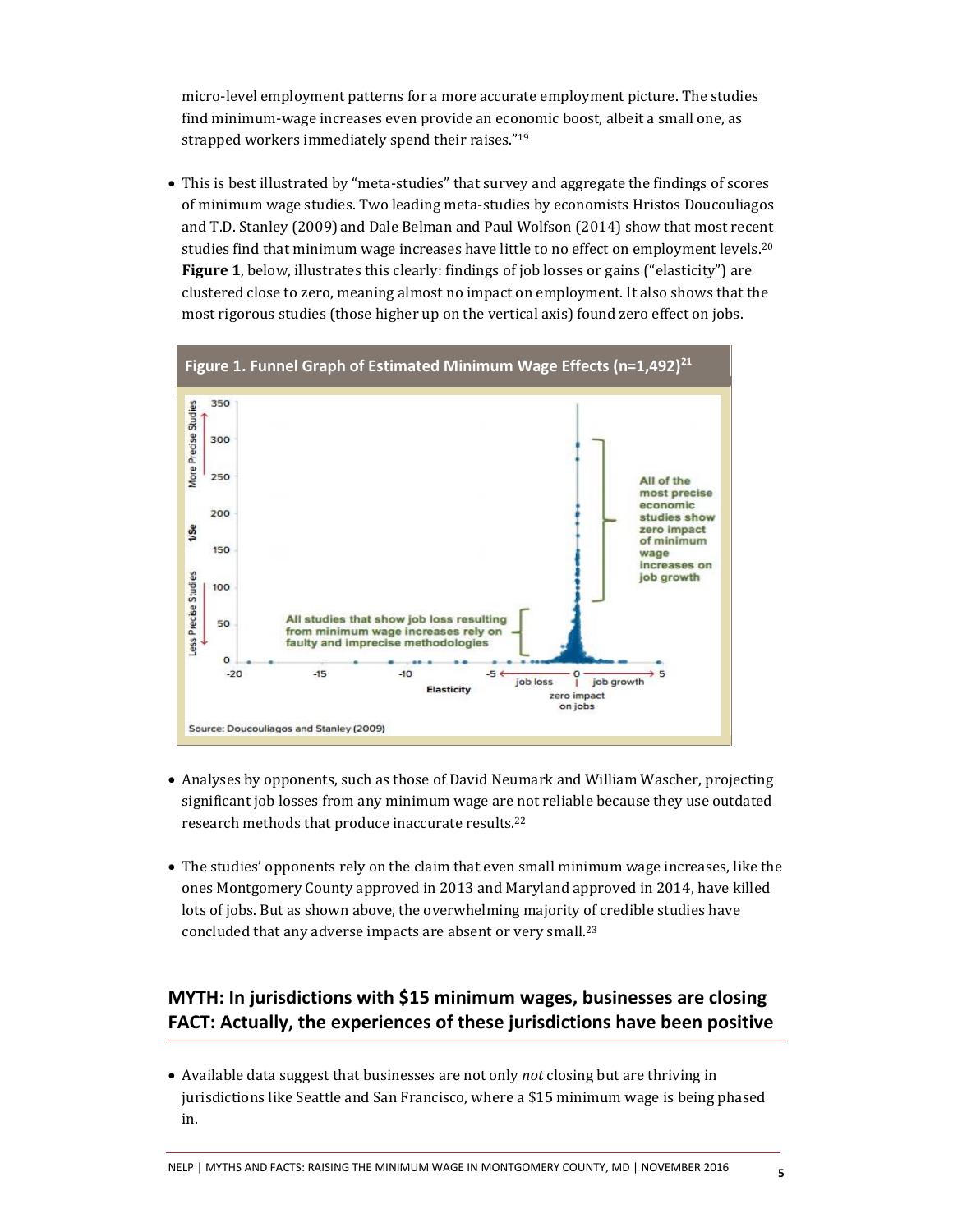micro-level employment patterns for a more accurate employment picture. The studies find minimum-wage increases even provide an economic boost, albeit a small one, as strapped workers immediately spend their raises."[19]

- This is best illustrated by "meta-studies" that survey and aggregate the findings of scores of minimum wage studies. Two leading meta-studies by economists Hristos Doucouliagos and T.D. Stanley (2009) and Dale Belman and Paul Wolfson (2014) show that most recent studies find that minimum wage increases have little to no effect on employment levels.[20] **Figure 1**, below, illustrates this clearly: findings of job losses or gains ("elasticity") are clustered close to zero, meaning almost no impact on employment. It also shows that the most rigorous studies (those higher up on the vertical axis) found zero effect on jobs.

**Figure 1. Funnel Graph of Estimated Minimum Wage Effects (n=1,492)[21]**

Source: Doucouliagos and Stanley (2009)

- Analyses by opponents, such as those of David Neumark and William Wascher, projecting significant job losses from any minimum wage are not reliable because they use outdated research methods that produce inaccurate results.[22]

- The studies' opponents rely on the claim that even small minimum wage increases, like the ones Montgomery County approved in 2013 and Maryland approved in 2014, have killed lots of jobs. But as shown above, the overwhelming majority of credible studies have concluded that any adverse impacts are absent or very small.[23]

## MYTH: In jurisdictions with $15 minimum wages, businesses are closing FACT: Actually, the experiences of these jurisdictions have been positive

- Available data suggest that businesses are not only *not* closing but are thriving in jurisdictions like Seattle and San Francisco, where a $15 minimum wage is being phased in.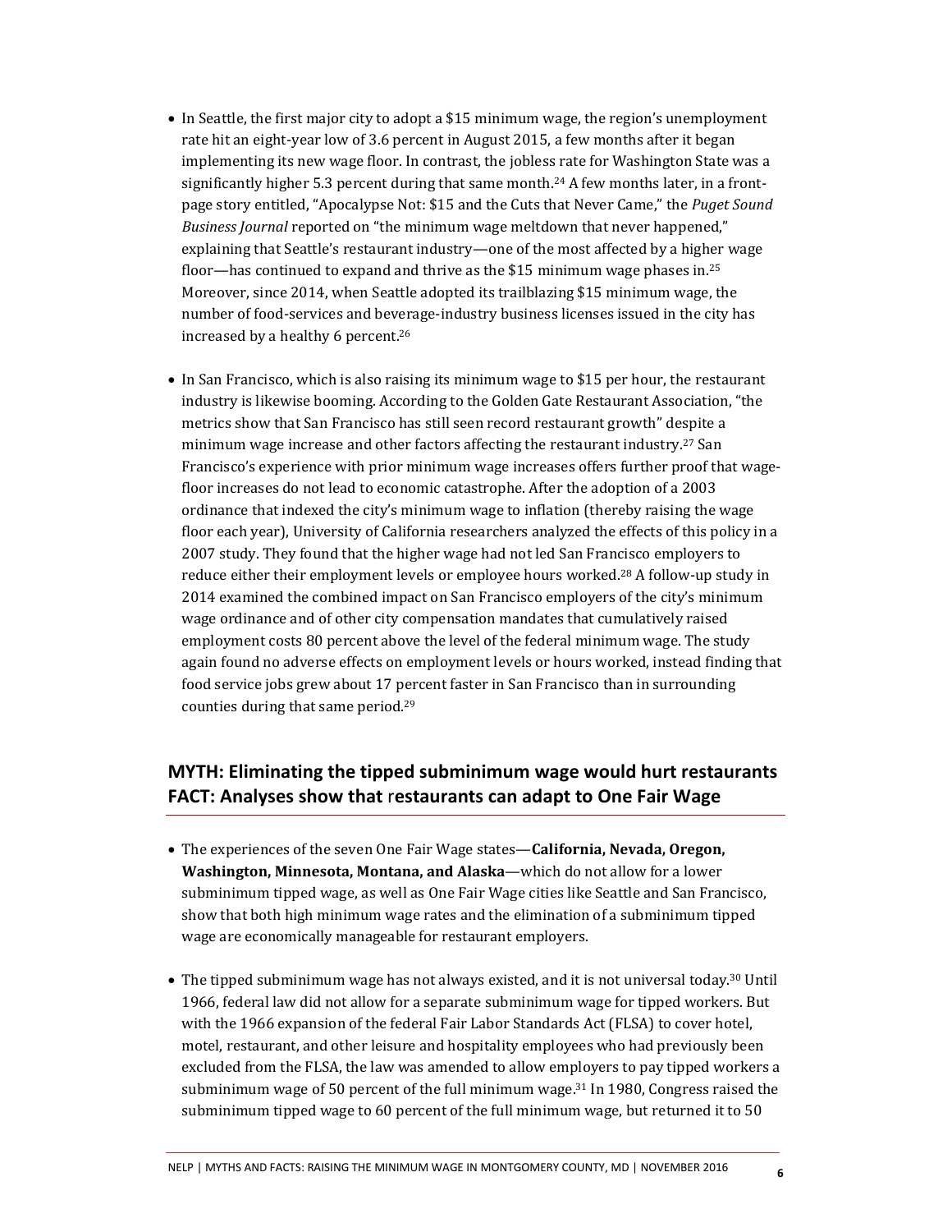- In Seattle, the first major city to adopt a $15 minimum wage, the region's unemployment rate hit an eight-year low of 3.6 percent in August 2015, a few months after it began implementing its new wage floor. In contrast, the jobless rate for Washington State was a significantly higher 5.3 percent during that same month.[24] A few months later, in a front-page story entitled, "Apocalypse Not: $15 and the Cuts that Never Came," the *Puget Sound Business Journal* reported on "the minimum wage meltdown that never happened," explaining that Seattle's restaurant industry—one of the most affected by a higher wage floor—has continued to expand and thrive as the $15 minimum wage phases in.[25] Moreover, since 2014, when Seattle adopted its trailblazing $15 minimum wage, the number of food-services and beverage-industry business licenses issued in the city has increased by a healthy 6 percent.[26]

- In San Francisco, which is also raising its minimum wage to $15 per hour, the restaurant industry is likewise booming. According to the Golden Gate Restaurant Association, "the metrics show that San Francisco has still seen record restaurant growth" despite a minimum wage increase and other factors affecting the restaurant industry.[27] San Francisco's experience with prior minimum wage increases offers further proof that wage-floor increases do not lead to economic catastrophe. After the adoption of a 2003 ordinance that indexed the city's minimum wage to inflation (thereby raising the wage floor each year), University of California researchers analyzed the effects of this policy in a 2007 study. They found that the higher wage had not led San Francisco employers to reduce either their employment levels or employee hours worked.[28] A follow-up study in 2014 examined the combined impact on San Francisco employers of the city's minimum wage ordinance and of other city compensation mandates that cumulatively raised employment costs 80 percent above the level of the federal minimum wage. The study again found no adverse effects on employment levels or hours worked, instead finding that food service jobs grew about 17 percent faster in San Francisco than in surrounding counties during that same period.[29]

## MYTH: Eliminating the tipped subminimum wage would hurt restaurants FACT: Analyses show that restaurants can adapt to One Fair Wage

- The experiences of the seven One Fair Wage states—**California, Nevada, Oregon, Washington, Minnesota, Montana, and Alaska**—which do not allow for a lower subminimum tipped wage, as well as One Fair Wage cities like Seattle and San Francisco, show that both high minimum wage rates and the elimination of a subminimum tipped wage are economically manageable for restaurant employers.

- The tipped subminimum wage has not always existed, and it is not universal today.[30] Until 1966, federal law did not allow for a separate subminimum wage for tipped workers. But with the 1966 expansion of the federal Fair Labor Standards Act (FLSA) to cover hotel, motel, restaurant, and other leisure and hospitality employees who had previously been excluded from the FLSA, the law was amended to allow employers to pay tipped workers a subminimum wage of 50 percent of the full minimum wage.[31] In 1980, Congress raised the subminimum tipped wage to 60 percent of the full minimum wage, but returned it to 50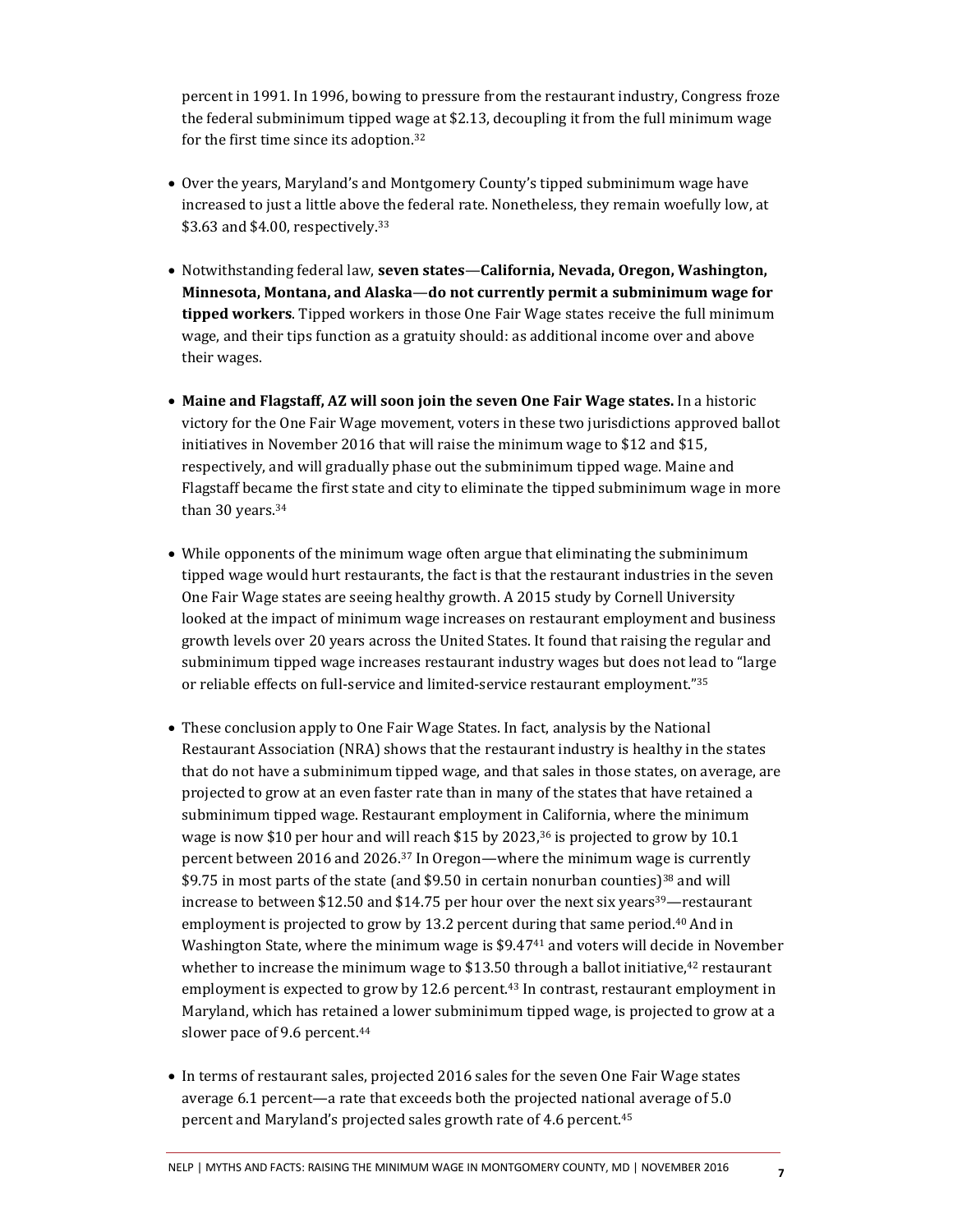percent in 1991. In 1996, bowing to pressure from the restaurant industry, Congress froze the federal subminimum tipped wage at $2.13, decoupling it from the full minimum wage for the first time since its adoption.[32]

- Over the years, Maryland's and Montgomery County's tipped subminimum wage have increased to just a little above the federal rate. Nonetheless, they remain woefully low, at $3.63 and $4.00, respectively.[33]

- Notwithstanding federal law, **seven states**—**California, Nevada, Oregon, Washington, Minnesota, Montana, and Alaska**—**do not currently permit a subminimum wage for tipped workers**. Tipped workers in those One Fair Wage states receive the full minimum wage, and their tips function as a gratuity should: as additional income over and above their wages.

- **Maine and Flagstaff, AZ will soon join the seven One Fair Wage states.** In a historic victory for the One Fair Wage movement, voters in these two jurisdictions approved ballot initiatives in November 2016 that will raise the minimum wage to $12 and $15, respectively, and will gradually phase out the subminimum tipped wage. Maine and Flagstaff became the first state and city to eliminate the tipped subminimum wage in more than 30 years.[34]

- While opponents of the minimum wage often argue that eliminating the subminimum tipped wage would hurt restaurants, the fact is that the restaurant industries in the seven One Fair Wage states are seeing healthy growth. A 2015 study by Cornell University looked at the impact of minimum wage increases on restaurant employment and business growth levels over 20 years across the United States. It found that raising the regular and subminimum tipped wage increases restaurant industry wages but does not lead to "large or reliable effects on full-service and limited-service restaurant employment."[35]

- These conclusion apply to One Fair Wage States. In fact, analysis by the National Restaurant Association (NRA) shows that the restaurant industry is healthy in the states that do not have a subminimum tipped wage, and that sales in those states, on average, are projected to grow at an even faster rate than in many of the states that have retained a subminimum tipped wage. Restaurant employment in California, where the minimum wage is now $10 per hour and will reach $15 by 2023,[36] is projected to grow by 10.1 percent between 2016 and 2026.[37] In Oregon—where the minimum wage is currently $9.75 in most parts of the state (and $9.50 in certain nonurban counties)[38] and will increase to between $12.50 and $14.75 per hour over the next six years[39]—restaurant employment is projected to grow by 13.2 percent during that same period.[40] And in Washington State, where the minimum wage is $9.47[41] and voters will decide in November whether to increase the minimum wage to $13.50 through a ballot initiative,[42] restaurant employment is expected to grow by 12.6 percent.[43] In contrast, restaurant employment in Maryland, which has retained a lower subminimum tipped wage, is projected to grow at a slower pace of 9.6 percent.[44]

- In terms of restaurant sales, projected 2016 sales for the seven One Fair Wage states average 6.1 percent—a rate that exceeds both the projected national average of 5.0 percent and Maryland's projected sales growth rate of 4.6 percent.[45]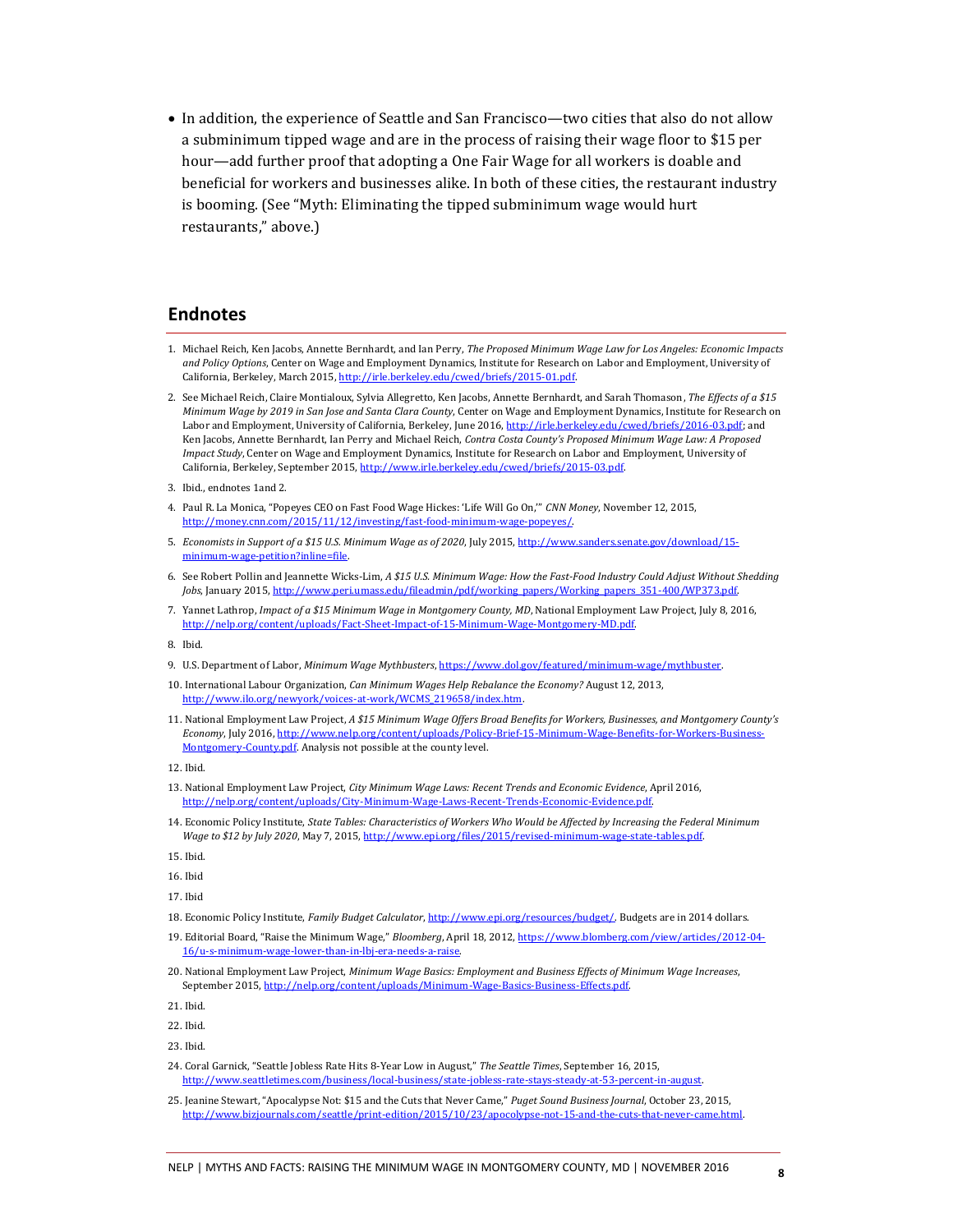- In addition, the experience of Seattle and San Francisco—two cities that also do not allow a subminimum tipped wage and are in the process of raising their wage floor to $15 per hour—add further proof that adopting a One Fair Wage for all workers is doable and beneficial for workers and businesses alike. In both of these cities, the restaurant industry is booming. (See "Myth: Eliminating the tipped subminimum wage would hurt restaurants," above.)

## Endnotes

1. Michael Reich, Ken Jacobs, Annette Bernhardt, and Ian Perry, *The Proposed Minimum Wage Law for Los Angeles: Economic Impacts and Policy Options*, Center on Wage and Employment Dynamics, Institute for Research on Labor and Employment, University of California, Berkeley, March 2015, http://irle.berkeley.edu/cwed/briefs/2015-01.pdf.
2. See Michael Reich, Claire Montialoux, Sylvia Allegretto, Ken Jacobs, Annette Bernhardt, and Sarah Thomason, *The Effects of a $15 Minimum Wage by 2019 in San Jose and Santa Clara County*, Center on Wage and Employment Dynamics, Institute for Research on Labor and Employment, University of California, Berkeley, June 2016, http://irle.berkeley.edu/cwed/briefs/2016-03.pdf; and Ken Jacobs, Annette Bernhardt, Ian Perry and Michael Reich, *Contra Costa County's Proposed Minimum Wage Law: A Proposed Impact Study*, Center on Wage and Employment Dynamics, Institute for Research on Labor and Employment, University of California, Berkeley, September 2015, http://www.irle.berkeley.edu/cwed/briefs/2015-03.pdf.
3. Ibid., endnotes 1and 2.
4. Paul R. La Monica, "Popeyes CEO on Fast Food Wage Hickes: 'Life Will Go On,'" *CNN Money*, November 12, 2015, http://money.cnn.com/2015/11/12/investing/fast-food-minimum-wage-popeyes/.
5. *Economists in Support of a $15 U.S. Minimum Wage as of 2020*, July 2015, http://www.sanders.senate.gov/download/15-minimum-wage-petition?inline=file.
6. See Robert Pollin and Jeannette Wicks-Lim, *A $15 U.S. Minimum Wage: How the Fast-Food Industry Could Adjust Without Shedding Jobs*, January 2015, http://www.peri.umass.edu/fileadmin/pdf/working_papers/Working_papers_351-400/WP373.pdf.
7. Yannet Lathrop, *Impact of a $15 Minimum Wage in Montgomery County, MD*, National Employment Law Project, July 8, 2016, http://nelp.org/content/uploads/Fact-Sheet-Impact-of-15-Minimum-Wage-Montgomery-MD.pdf.
8. Ibid.
9. U.S. Department of Labor, *Minimum Wage Mythbusters*, https://www.dol.gov/featured/minimum-wage/mythbuster.
10. International Labour Organization, *Can Minimum Wages Help Rebalance the Economy?* August 12, 2013, http://www.ilo.org/newyork/voices-at-work/WCMS_219658/index.htm.
11. National Employment Law Project, *A $15 Minimum Wage Offers Broad Benefits for Workers, Businesses, and Montgomery County's Economy*, July 2016, http://www.nelp.org/content/uploads/Policy-Brief-15-Minimum-Wage-Benefits-for-Workers-Business-Montgomery-County.pdf. Analysis not possible at the county level.
12. Ibid.
13. National Employment Law Project, *City Minimum Wage Laws: Recent Trends and Economic Evidence*, April 2016, http://nelp.org/content/uploads/City-Minimum-Wage-Laws-Recent-Trends-Economic-Evidence.pdf.
14. Economic Policy Institute, *State Tables: Characteristics of Workers Who Would be Affected by Increasing the Federal Minimum Wage to $12 by July 2020*, May 7, 2015, http://www.epi.org/files/2015/revised-minimum-wage-state-tables.pdf.
15. Ibid.
16. Ibid
17. Ibid
18. Economic Policy Institute, *Family Budget Calculator*, http://www.epi.org/resources/budget/. Budgets are in 2014 dollars.
19. Editorial Board, "Raise the Minimum Wage," *Bloomberg*, April 18, 2012, https://www.blomberg.com/view/articles/2012-04-16/u-s-minimum-wage-lower-than-in-lbj-era-needs-a-raise.
20. National Employment Law Project, *Minimum Wage Basics: Employment and Business Effects of Minimum Wage Increases*, September 2015, http://nelp.org/content/uploads/Minimum-Wage-Basics-Business-Effects.pdf.
21. Ibid.
22. Ibid.
23. Ibid.
24. Coral Garnick, "Seattle Jobless Rate Hits 8-Year Low in August," *The Seattle Times*, September 16, 2015, http://www.seattletimes.com/business/local-business/state-jobless-rate-stays-steady-at-53-percent-in-august.
25. Jeanine Stewart, "Apocalypse Not: $15 and the Cuts that Never Came," *Puget Sound Business Journal*, October 23, 2015, http://www.bizjournals.com/seattle/print-edition/2015/10/23/apocolypse-not-15-and-the-cuts-that-never-came.html.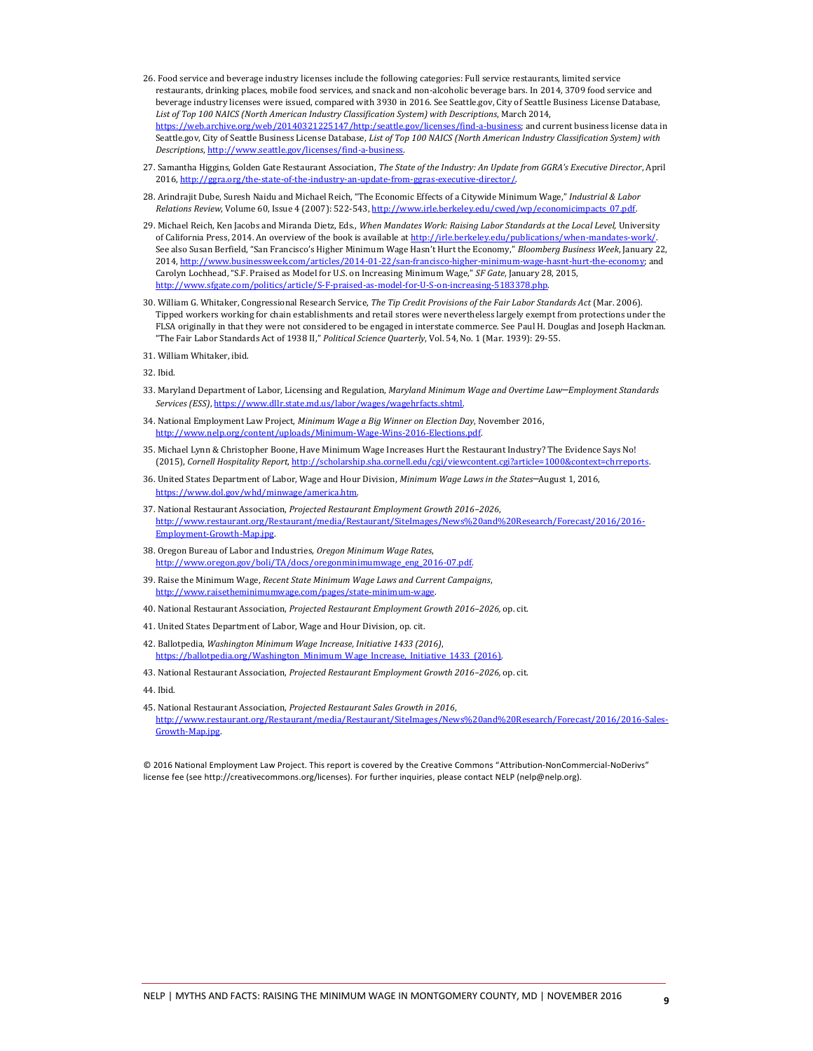26. Food service and beverage industry licenses include the following categories: Full service restaurants, limited service restaurants, drinking places, mobile food services, and snack and non-alcoholic beverage bars. In 2014, 3709 food service and beverage industry licenses were issued, compared with 3930 in 2016. See Seattle.gov, City of Seattle Business License Database, *List of Top 100 NAICS (North American Industry Classification System) with Descriptions*, March 2014, https://web.archive.org/web/20140321225147/http:/seattle.gov/licenses/find-a-business; and current business license data in Seattle.gov, City of Seattle Business License Database, *List of Top 100 NAICS (North American Industry Classification System) with Descriptions*, http://www.seattle.gov/licenses/find-a-business.

27. Samantha Higgins, Golden Gate Restaurant Association, *The State of the Industry: An Update from GGRA's Executive Director*, April 2016, http://ggra.org/the-state-of-the-industry-an-update-from-ggras-executive-director/.

28. Arindrajit Dube, Suresh Naidu and Michael Reich, "The Economic Effects of a Citywide Minimum Wage," *Industrial & Labor Relations Review*, Volume 60, Issue 4 (2007): 522-543, http://www.irle.berkeley.edu/cwed/wp/economicimpacts_07.pdf.

29. Michael Reich, Ken Jacobs and Miranda Dietz, Eds., *When Mandates Work: Raising Labor Standards at the Local Level,* University of California Press, 2014. An overview of the book is available at http://irle.berkeley.edu/publications/when-mandates-work/. See also Susan Berfield, "San Francisco's Higher Minimum Wage Hasn't Hurt the Economy," *Bloomberg Business Week*, January 22, 2014, http://www.businessweek.com/articles/2014-01-22/san-francisco-higher-minimum-wage-hasnt-hurt-the-economy; and Carolyn Lochhead, "S.F. Praised as Model for U.S. on Increasing Minimum Wage," *SF Gate*, January 28, 2015, http://www.sfgate.com/politics/article/S-F-praised-as-model-for-U-S-on-increasing-5183378.php.

30. William G. Whitaker, Congressional Research Service, *The Tip Credit Provisions of the Fair Labor Standards Act* (Mar. 2006). Tipped workers working for chain establishments and retail stores were nevertheless largely exempt from protections under the FLSA originally in that they were not considered to be engaged in interstate commerce. See Paul H. Douglas and Joseph Hackman. "The Fair Labor Standards Act of 1938 II," *Political Science Quarterly*, Vol. 54, No. 1 (Mar. 1939): 29-55.

31. William Whitaker, ibid.

32. Ibid.

33. Maryland Department of Labor, Licensing and Regulation, *Maryland Minimum Wage and Overtime Law—Employment Standards Services (ESS)*, https://www.dllr.state.md.us/labor/wages/wagehrfacts.shtml.

34. National Employment Law Project, *Minimum Wage a Big Winner on Election Day*, November 2016, http://www.nelp.org/content/uploads/Minimum-Wage-Wins-2016-Elections.pdf.

35. Michael Lynn & Christopher Boone, Have Minimum Wage Increases Hurt the Restaurant Industry? The Evidence Says No! (2015), *Cornell Hospitality Report*, http://scholarship.sha.cornell.edu/cgi/viewcontent.cgi?article=1000&context=chrreports.

36. United States Department of Labor, Wage and Hour Division, *Minimum Wage Laws in the States*—August 1, 2016, https://www.dol.gov/whd/minwage/america.htm.

37. National Restaurant Association, *Projected Restaurant Employment Growth 2016–2026*, http://www.restaurant.org/Restaurant/media/Restaurant/SiteImages/News%20and%20Research/Forecast/2016/2016-Employment-Growth-Map.jpg.

38. Oregon Bureau of Labor and Industries, *Oregon Minimum Wage Rates*, http://www.oregon.gov/boli/TA/docs/oregonminimumwage_eng_2016-07.pdf.

39. Raise the Minimum Wage, *Recent State Minimum Wage Laws and Current Campaigns*, http://www.raisetheminimumwage.com/pages/state-minimum-wage.

40. National Restaurant Association, *Projected Restaurant Employment Growth 2016–2026,* op. cit.

41. United States Department of Labor, Wage and Hour Division, op. cit.

42. Ballotpedia, *Washington Minimum Wage Increase, Initiative 1433 (2016)*, https://ballotpedia.org/Washington_Minimum_Wage_Increase,_Initiative_1433_(2016).

43. National Restaurant Association, *Projected Restaurant Employment Growth 2016–2026,* op. cit.

44. Ibid.

45. National Restaurant Association, *Projected Restaurant Sales Growth in 2016*, http://www.restaurant.org/Restaurant/media/Restaurant/SiteImages/News%20and%20Research/Forecast/2016/2016-Sales-Growth-Map.jpg.

© 2016 National Employment Law Project. This report is covered by the Creative Commons "Attribution-NonCommercial-NoDerivs" license fee (see http://creativecommons.org/licenses). For further inquiries, please contact NELP (nelp@nelp.org).